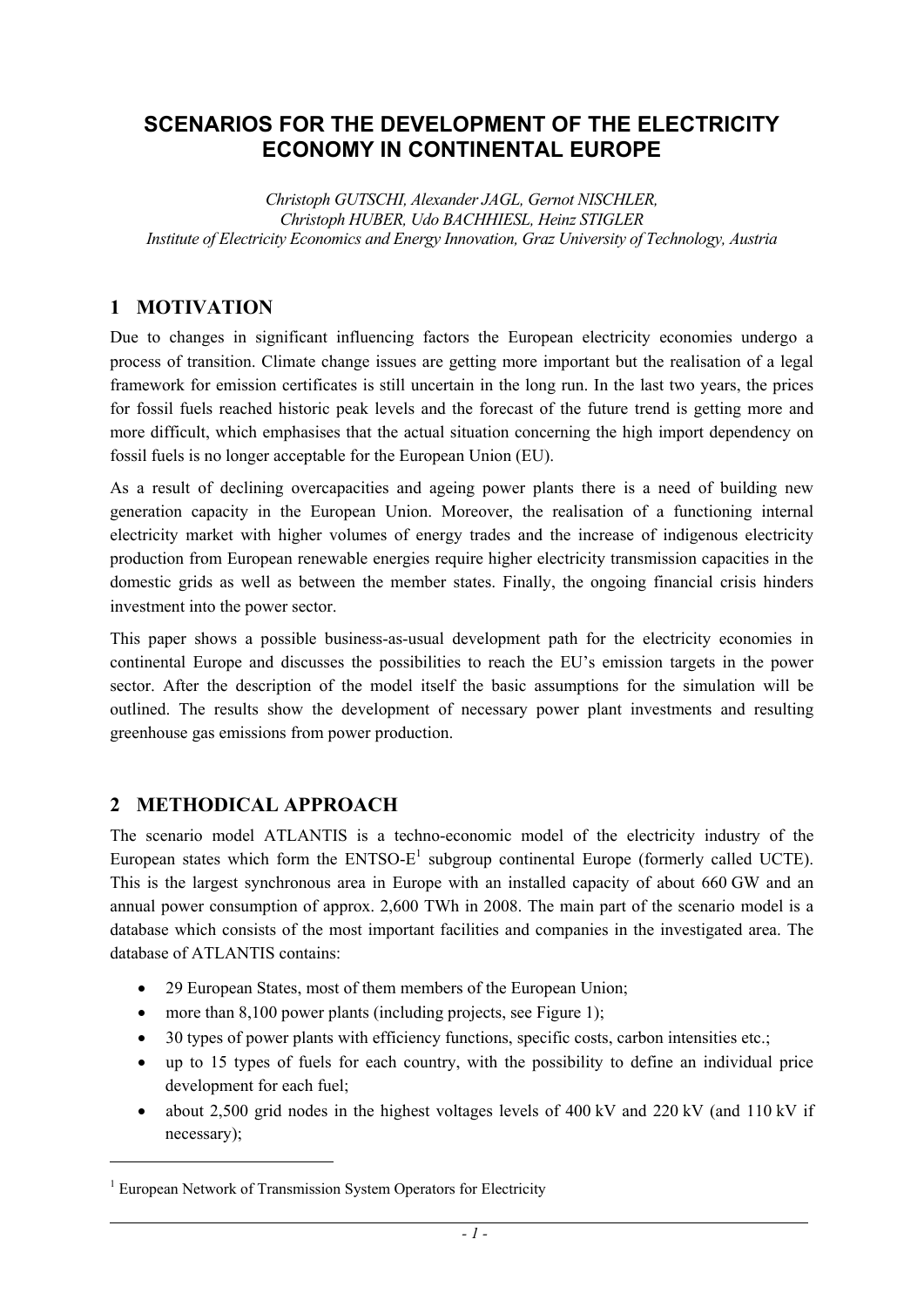# SCENARIOS FOR THE DEVELOPMENT OF THE ELECTRICITY ECONOMY IN CONTINENTAL EUROPE

*Christoph GUTSCHI, Alexander JAGL, Gernot NISCHLER, Christoph HUBER, Udo BACHHIESL, Heinz STIGLER*
*Institute of Electricity Economics and Energy Innovation, Graz University of Technology, Austria*

## 1 MOTIVATION

Due to changes in significant influencing factors the European electricity economies undergo a process of transition. Climate change issues are getting more important but the realisation of a legal framework for emission certificates is still uncertain in the long run. In the last two years, the prices for fossil fuels reached historic peak levels and the forecast of the future trend is getting more and more difficult, which emphasises that the actual situation concerning the high import dependency on fossil fuels is no longer acceptable for the European Union (EU).

As a result of declining overcapacities and ageing power plants there is a need of building new generation capacity in the European Union. Moreover, the realisation of a functioning internal electricity market with higher volumes of energy trades and the increase of indigenous electricity production from European renewable energies require higher electricity transmission capacities in the domestic grids as well as between the member states. Finally, the ongoing financial crisis hinders investment into the power sector.

This paper shows a possible business-as-usual development path for the electricity economies in continental Europe and discusses the possibilities to reach the EU's emission targets in the power sector. After the description of the model itself the basic assumptions for the simulation will be outlined. The results show the development of necessary power plant investments and resulting greenhouse gas emissions from power production.

## 2 METHODICAL APPROACH

The scenario model ATLANTIS is a techno-economic model of the electricity industry of the European states which form the ENTSO-E[1] subgroup continental Europe (formerly called UCTE). This is the largest synchronous area in Europe with an installed capacity of about 660 GW and an annual power consumption of approx. 2,600 TWh in 2008. The main part of the scenario model is a database which consists of the most important facilities and companies in the investigated area. The database of ATLANTIS contains:

- 29 European States, most of them members of the European Union;
- more than 8,100 power plants (including projects, see Figure 1);
- 30 types of power plants with efficiency functions, specific costs, carbon intensities etc.;
- up to 15 types of fuels for each country, with the possibility to define an individual price development for each fuel;
- about 2,500 grid nodes in the highest voltages levels of 400 kV and 220 kV (and 110 kV if necessary);

[1] European Network of Transmission System Operators for Electricity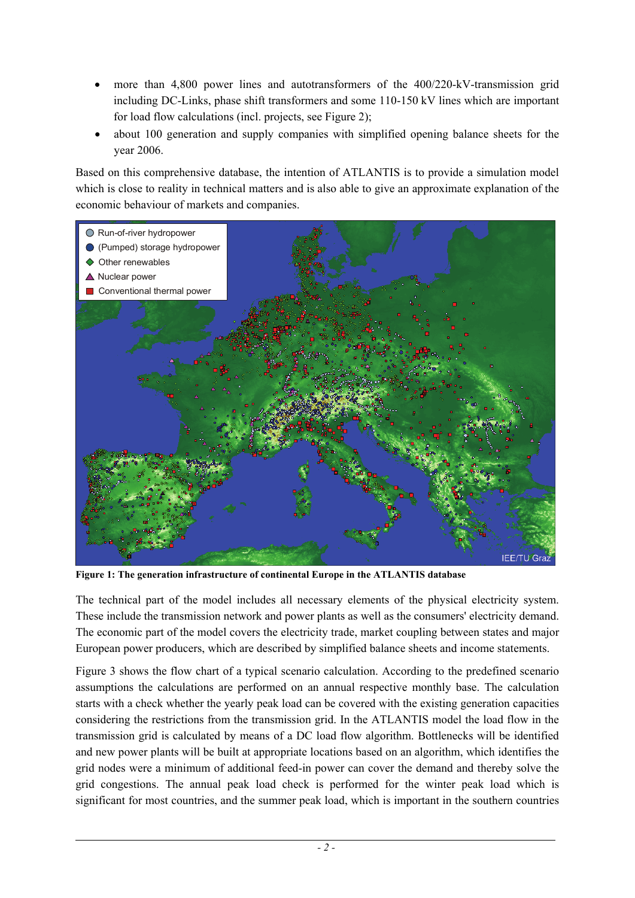- more than 4,800 power lines and autotransformers of the 400/220-kV-transmission grid including DC-Links, phase shift transformers and some 110-150 kV lines which are important for load flow calculations (incl. projects, see Figure 2);
- about 100 generation and supply companies with simplified opening balance sheets for the year 2006.

Based on this comprehensive database, the intention of ATLANTIS is to provide a simulation model which is close to reality in technical matters and is also able to give an approximate explanation of the economic behaviour of markets and companies.

**Figure 1: The generation infrastructure of continental Europe in the ATLANTIS database**

The technical part of the model includes all necessary elements of the physical electricity system. These include the transmission network and power plants as well as the consumers' electricity demand. The economic part of the model covers the electricity trade, market coupling between states and major European power producers, which are described by simplified balance sheets and income statements.

Figure 3 shows the flow chart of a typical scenario calculation. According to the predefined scenario assumptions the calculations are performed on an annual respective monthly base. The calculation starts with a check whether the yearly peak load can be covered with the existing generation capacities considering the restrictions from the transmission grid. In the ATLANTIS model the load flow in the transmission grid is calculated by means of a DC load flow algorithm. Bottlenecks will be identified and new power plants will be built at appropriate locations based on an algorithm, which identifies the grid nodes were a minimum of additional feed-in power can cover the demand and thereby solve the grid congestions. The annual peak load check is performed for the winter peak load which is significant for most countries, and the summer peak load, which is important in the southern countries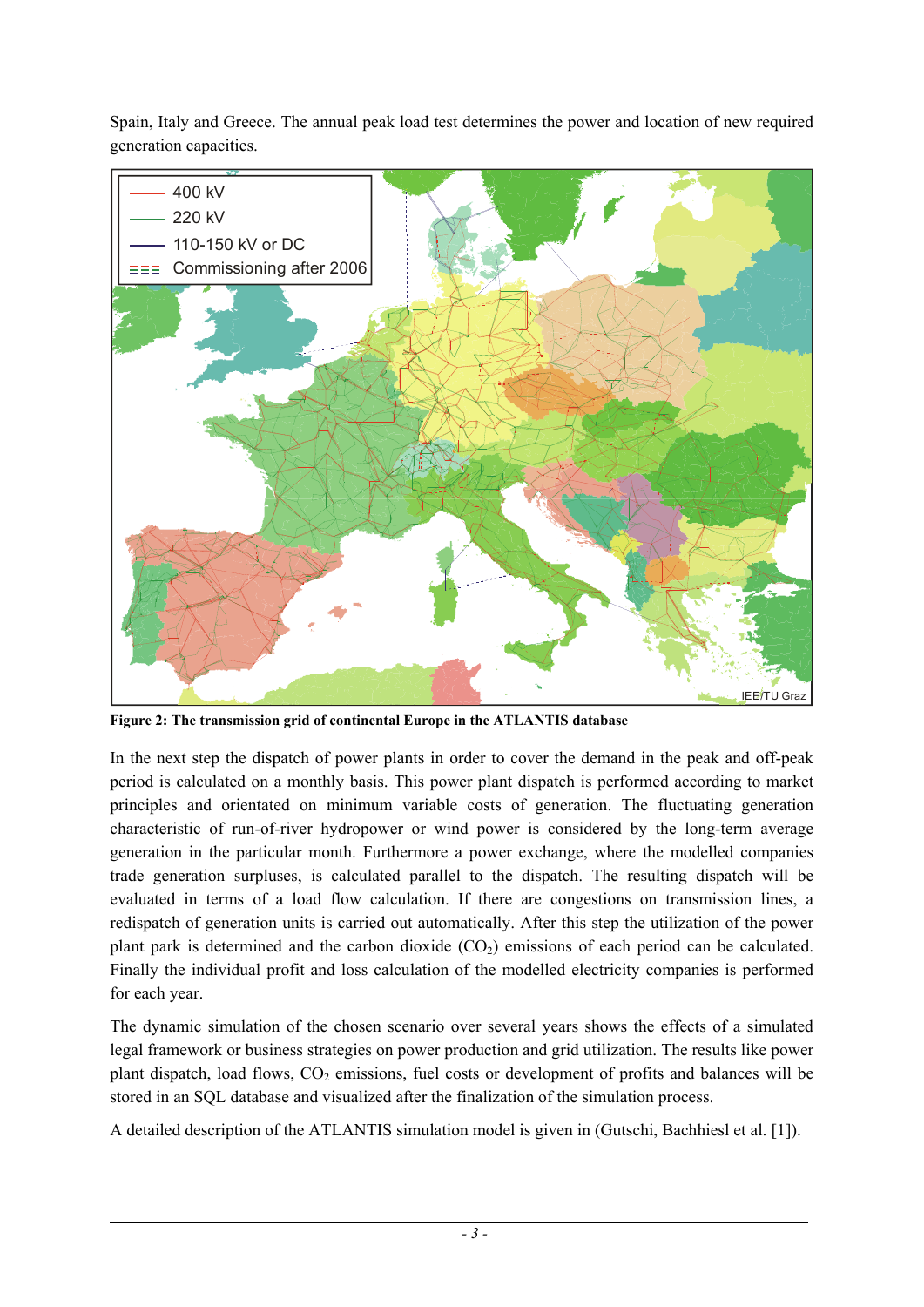Spain, Italy and Greece. The annual peak load test determines the power and location of new required generation capacities.

**Figure 2: The transmission grid of continental Europe in the ATLANTIS database**

In the next step the dispatch of power plants in order to cover the demand in the peak and off-peak period is calculated on a monthly basis. This power plant dispatch is performed according to market principles and orientated on minimum variable costs of generation. The fluctuating generation characteristic of run-of-river hydropower or wind power is considered by the long-term average generation in the particular month. Furthermore a power exchange, where the modelled companies trade generation surpluses, is calculated parallel to the dispatch. The resulting dispatch will be evaluated in terms of a load flow calculation. If there are congestions on transmission lines, a redispatch of generation units is carried out automatically. After this step the utilization of the power plant park is determined and the carbon dioxide ($CO_2$) emissions of each period can be calculated. Finally the individual profit and loss calculation of the modelled electricity companies is performed for each year.

The dynamic simulation of the chosen scenario over several years shows the effects of a simulated legal framework or business strategies on power production and grid utilization. The results like power plant dispatch, load flows, $CO_2$ emissions, fuel costs or development of profits and balances will be stored in an SQL database and visualized after the finalization of the simulation process.

A detailed description of the ATLANTIS simulation model is given in (Gutschi, Bachhiesl et al. [1]).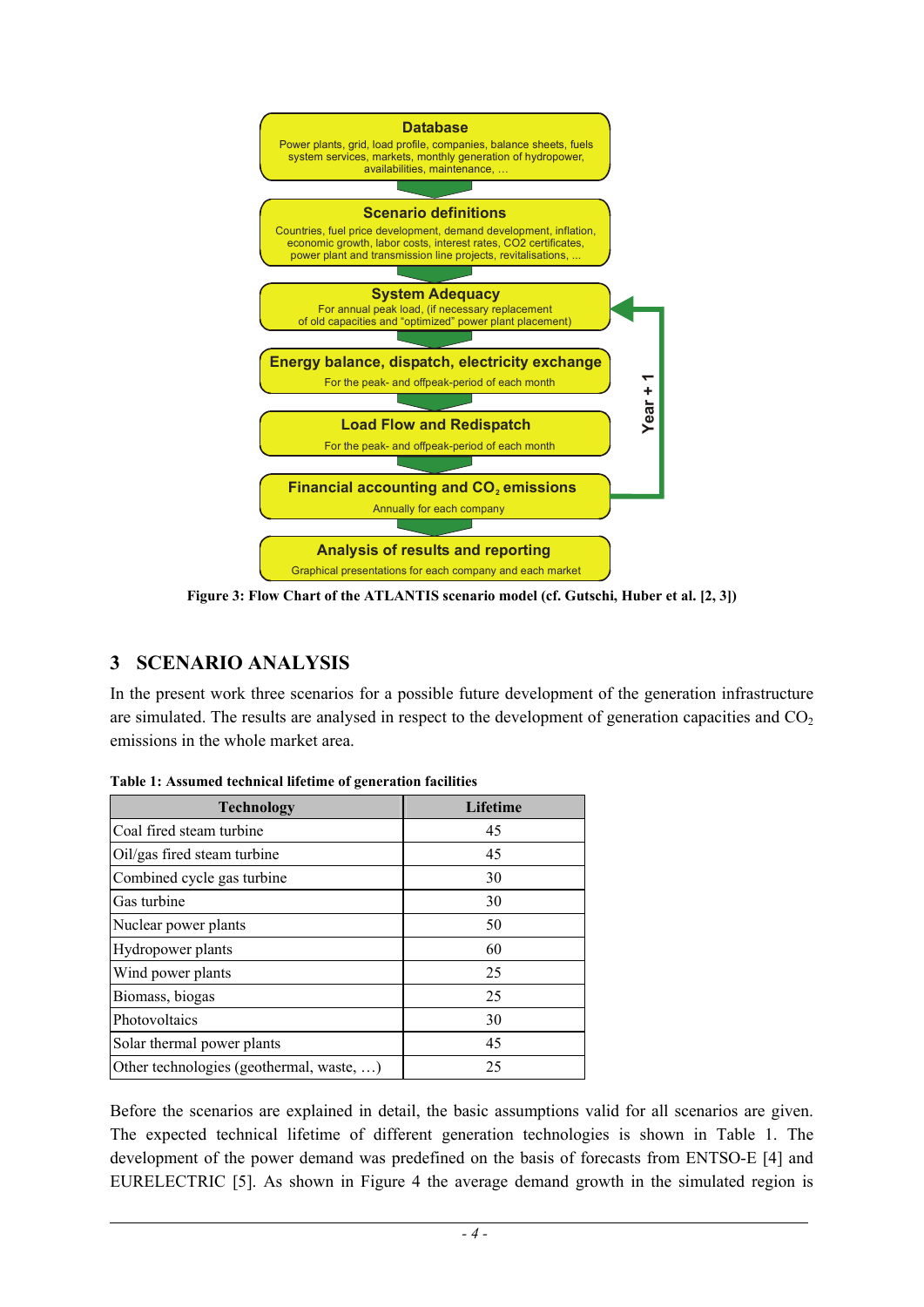Database

Power plants, grid, load profile, companies, balance sheets, fuels system services, markets, monthly generation of hydropower, availabilities, maintenance, …

Scenario definitions

Countries, fuel price development, demand development, inflation, economic growth, labor costs, interest rates, CO2 certificates, power plant and transmission line projects, revitalisations, …

System Adequacy

For annual peak load, (if necessary replacement of old capacities and "optimized" power plant placement)

Energy balance, dispatch, electricity exchange

For the peak- and offpeak-period of each month

Load Flow and Redispatch

For the peak- and offpeak-period of each month

Financial accounting and $CO_2$ emissions

Annually for each company

Analysis of results and reporting

Graphical presentations for each company and each market

Year + 1

**Figure 3: Flow Chart of the ATLANTIS scenario model (cf. Gutschi, Huber et al. [2, 3])**

## 3 SCENARIO ANALYSIS

In the present work three scenarios for a possible future development of the generation infrastructure are simulated. The results are analysed in respect to the development of generation capacities and $CO_2$ emissions in the whole market area.

**Table 1: Assumed technical lifetime of generation facilities**

| Technology | Lifetime |
|---|---|
| Coal fired steam turbine | 45 |
| Oil/gas fired steam turbine | 45 |
| Combined cycle gas turbine | 30 |
| Gas turbine | 30 |
| Nuclear power plants | 50 |
| Hydropower plants | 60 |
| Wind power plants | 25 |
| Biomass, biogas | 25 |
| Photovoltaics | 30 |
| Solar thermal power plants | 45 |
| Other technologies (geothermal, waste, …) | 25 |

Before the scenarios are explained in detail, the basic assumptions valid for all scenarios are given. The expected technical lifetime of different generation technologies is shown in Table 1. The development of the power demand was predefined on the basis of forecasts from ENTSO-E [4] and EURELECTRIC [5]. As shown in Figure 4 the average demand growth in the simulated region is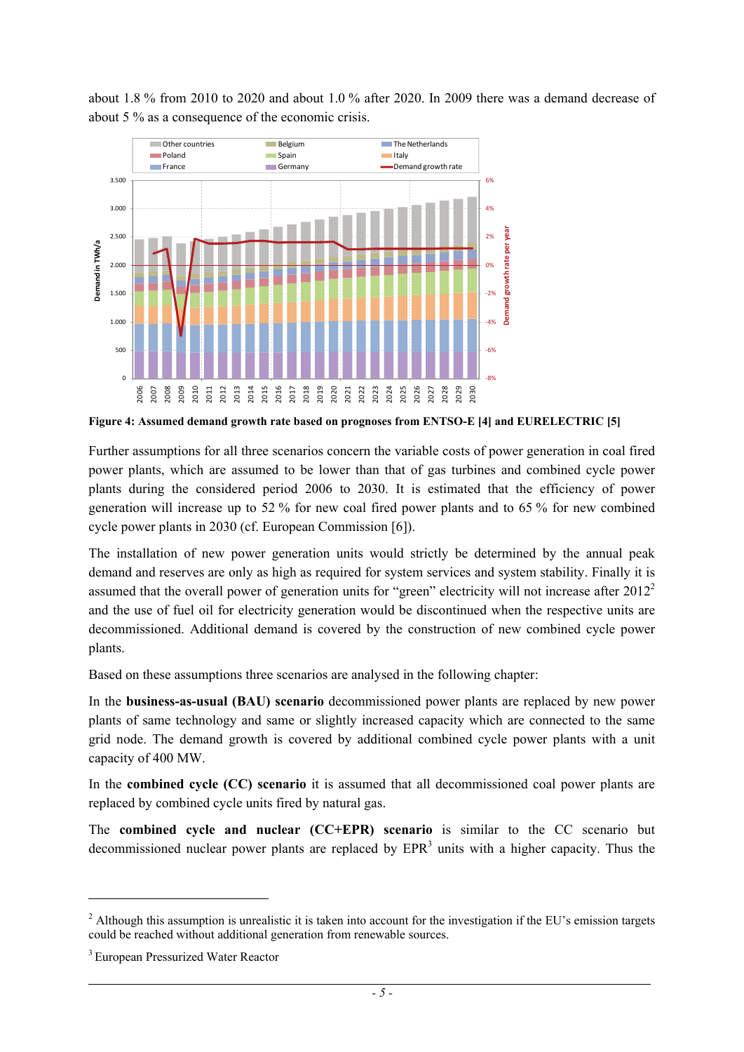about 1.8 % from 2010 to 2020 and about 1.0 % after 2020. In 2009 there was a demand decrease of about 5 % as a consequence of the economic crisis.

**Figure 4: Assumed demand growth rate based on prognoses from ENTSO-E [4] and EURELECTRIC [5]**

Further assumptions for all three scenarios concern the variable costs of power generation in coal fired power plants, which are assumed to be lower than that of gas turbines and combined cycle power plants during the considered period 2006 to 2030. It is estimated that the efficiency of power generation will increase up to 52 % for new coal fired power plants and to 65 % for new combined cycle power plants in 2030 (cf. European Commission [6]).

The installation of new power generation units would strictly be determined by the annual peak demand and reserves are only as high as required for system services and system stability. Finally it is assumed that the overall power of generation units for "green" electricity will not increase after 2012[2] and the use of fuel oil for electricity generation would be discontinued when the respective units are decommissioned. Additional demand is covered by the construction of new combined cycle power plants.

Based on these assumptions three scenarios are analysed in the following chapter:

In the **business-as-usual (BAU) scenario** decommissioned power plants are replaced by new power plants of same technology and same or slightly increased capacity which are connected to the same grid node. The demand growth is covered by additional combined cycle power plants with a unit capacity of 400 MW.

In the **combined cycle (CC) scenario** it is assumed that all decommissioned coal power plants are replaced by combined cycle units fired by natural gas.

The **combined cycle and nuclear (CC+EPR) scenario** is similar to the CC scenario but decommissioned nuclear power plants are replaced by EPR[3] units with a higher capacity. Thus the

---

[2] Although this assumption is unrealistic it is taken into account for the investigation if the EU's emission targets could be reached without additional generation from renewable sources.

[3] European Pressurized Water Reactor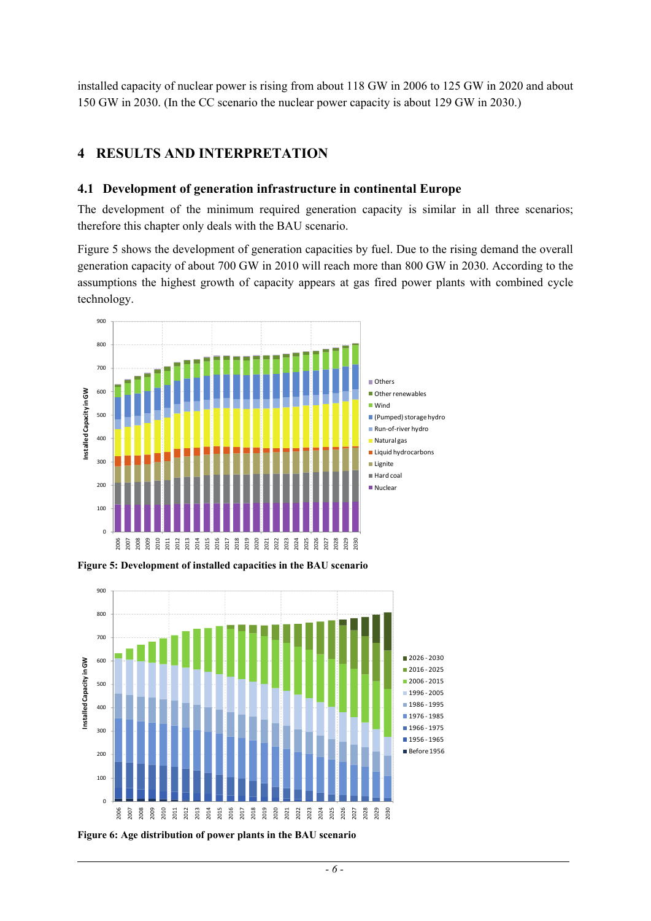installed capacity of nuclear power is rising from about 118 GW in 2006 to 125 GW in 2020 and about 150 GW in 2030. (In the CC scenario the nuclear power capacity is about 129 GW in 2030.)

# 4 RESULTS AND INTERPRETATION

## 4.1 Development of generation infrastructure in continental Europe

The development of the minimum required generation capacity is similar in all three scenarios; therefore this chapter only deals with the BAU scenario.

Figure 5 shows the development of generation capacities by fuel. Due to the rising demand the overall generation capacity of about 700 GW in 2010 will reach more than 800 GW in 2030. According to the assumptions the highest growth of capacity appears at gas fired power plants with combined cycle technology.

**Figure 5: Development of installed capacities in the BAU scenario**

**Figure 6: Age distribution of power plants in the BAU scenario**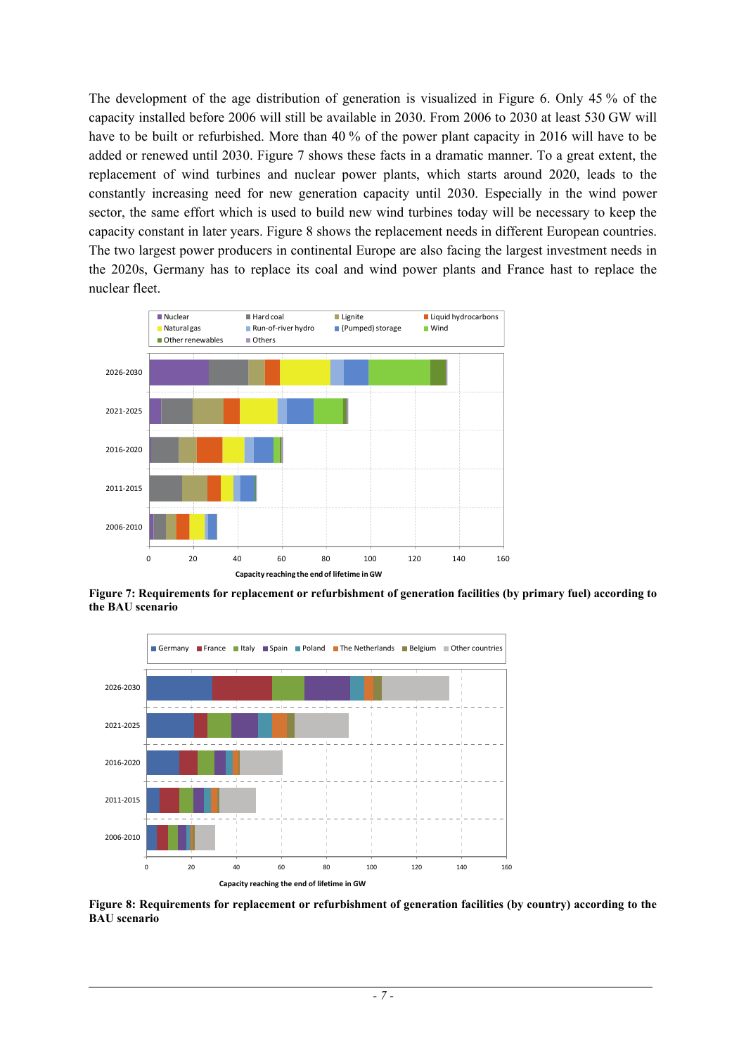The development of the age distribution of generation is visualized in Figure 6. Only 45 % of the capacity installed before 2006 will still be available in 2030. From 2006 to 2030 at least 530 GW will have to be built or refurbished. More than 40 % of the power plant capacity in 2016 will have to be added or renewed until 2030. Figure 7 shows these facts in a dramatic manner. To a great extent, the replacement of wind turbines and nuclear power plants, which starts around 2020, leads to the constantly increasing need for new generation capacity until 2030. Especially in the wind power sector, the same effort which is used to build new wind turbines today will be necessary to keep the capacity constant in later years. Figure 8 shows the replacement needs in different European countries. The two largest power producers in continental Europe are also facing the largest investment needs in the 2020s, Germany has to replace its coal and wind power plants and France hast to replace the nuclear fleet.

**Figure 7: Requirements for replacement or refurbishment of generation facilities (by primary fuel) according to the BAU scenario**

**Figure 8: Requirements for replacement or refurbishment of generation facilities (by country) according to the BAU scenario**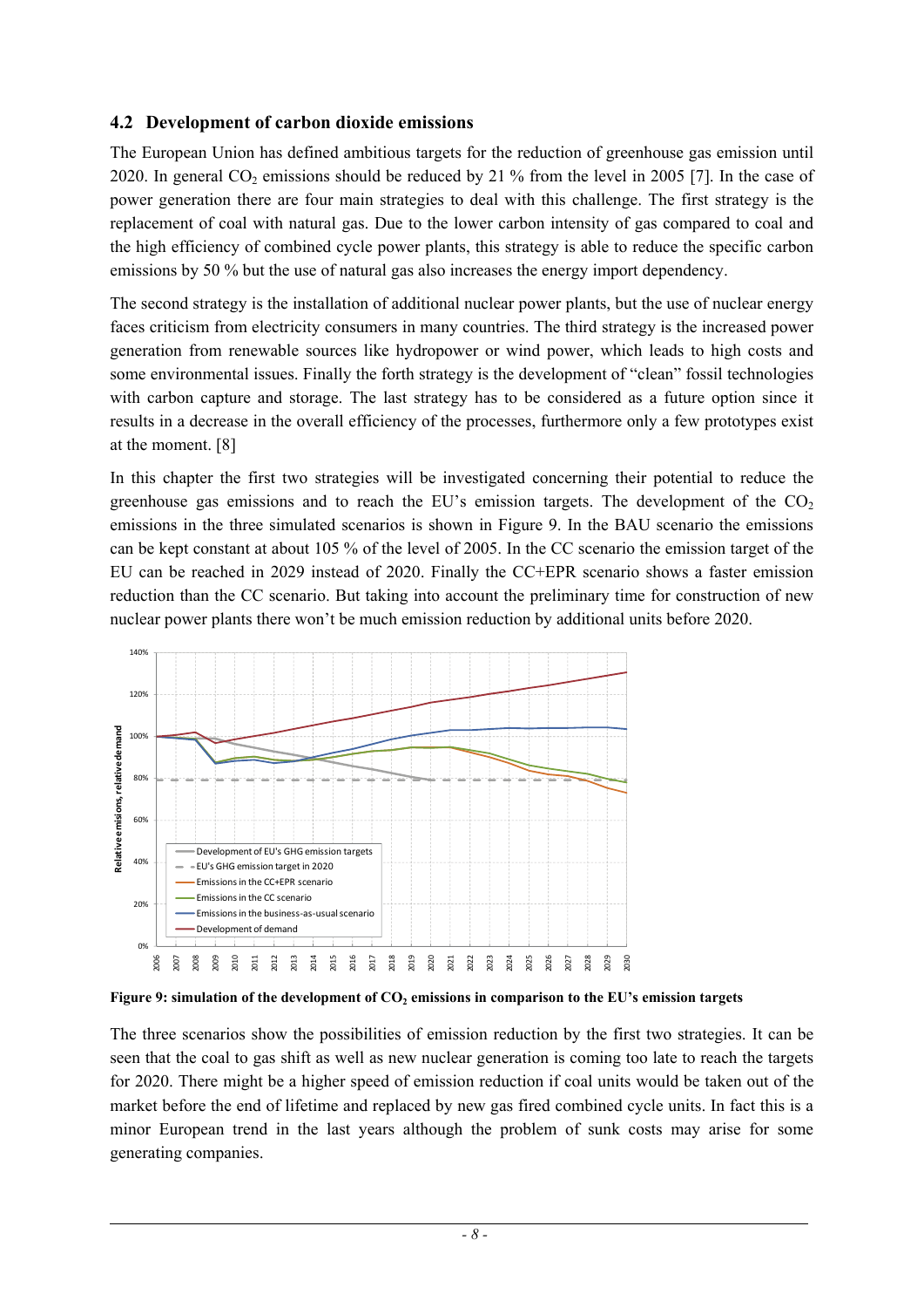## 4.2 Development of carbon dioxide emissions

The European Union has defined ambitious targets for the reduction of greenhouse gas emission until 2020. In general $CO_2$ emissions should be reduced by 21 % from the level in 2005 [7]. In the case of power generation there are four main strategies to deal with this challenge. The first strategy is the replacement of coal with natural gas. Due to the lower carbon intensity of gas compared to coal and the high efficiency of combined cycle power plants, this strategy is able to reduce the specific carbon emissions by 50 % but the use of natural gas also increases the energy import dependency.

The second strategy is the installation of additional nuclear power plants, but the use of nuclear energy faces criticism from electricity consumers in many countries. The third strategy is the increased power generation from renewable sources like hydropower or wind power, which leads to high costs and some environmental issues. Finally the forth strategy is the development of "clean" fossil technologies with carbon capture and storage. The last strategy has to be considered as a future option since it results in a decrease in the overall efficiency of the processes, furthermore only a few prototypes exist at the moment. [8]

In this chapter the first two strategies will be investigated concerning their potential to reduce the greenhouse gas emissions and to reach the EU's emission targets. The development of the $CO_2$ emissions in the three simulated scenarios is shown in Figure 9. In the BAU scenario the emissions can be kept constant at about 105 % of the level of 2005. In the CC scenario the emission target of the EU can be reached in 2029 instead of 2020. Finally the CC+EPR scenario shows a faster emission reduction than the CC scenario. But taking into account the preliminary time for construction of new nuclear power plants there won't be much emission reduction by additional units before 2020.

**Figure 9: simulation of the development of $CO_2$ emissions in comparison to the EU's emission targets**

The three scenarios show the possibilities of emission reduction by the first two strategies. It can be seen that the coal to gas shift as well as new nuclear generation is coming too late to reach the targets for 2020. There might be a higher speed of emission reduction if coal units would be taken out of the market before the end of lifetime and replaced by new gas fired combined cycle units. In fact this is a minor European trend in the last years although the problem of sunk costs may arise for some generating companies.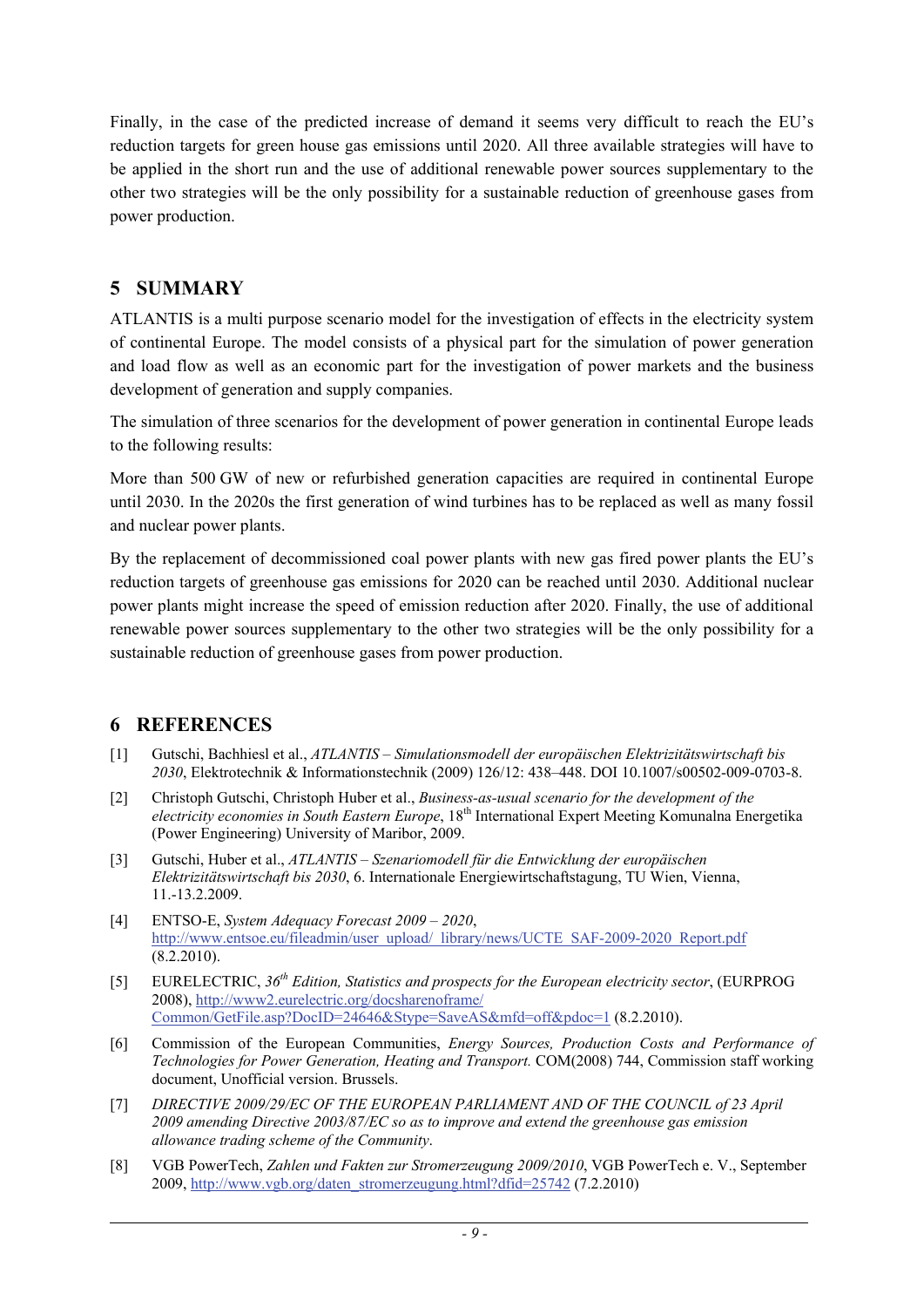Finally, in the case of the predicted increase of demand it seems very difficult to reach the EU's reduction targets for green house gas emissions until 2020. All three available strategies will have to be applied in the short run and the use of additional renewable power sources supplementary to the other two strategies will be the only possibility for a sustainable reduction of greenhouse gases from power production.

# 5 SUMMARY

ATLANTIS is a multi purpose scenario model for the investigation of effects in the electricity system of continental Europe. The model consists of a physical part for the simulation of power generation and load flow as well as an economic part for the investigation of power markets and the business development of generation and supply companies.

The simulation of three scenarios for the development of power generation in continental Europe leads to the following results:

More than 500 GW of new or refurbished generation capacities are required in continental Europe until 2030. In the 2020s the first generation of wind turbines has to be replaced as well as many fossil and nuclear power plants.

By the replacement of decommissioned coal power plants with new gas fired power plants the EU's reduction targets of greenhouse gas emissions for 2020 can be reached until 2030. Additional nuclear power plants might increase the speed of emission reduction after 2020. Finally, the use of additional renewable power sources supplementary to the other two strategies will be the only possibility for a sustainable reduction of greenhouse gases from power production.

# 6 REFERENCES

[1] Gutschi, Bachhiesl et al., *ATLANTIS – Simulationsmodell der europäischen Elektrizitätswirtschaft bis 2030*, Elektrotechnik & Informationstechnik (2009) 126/12: 438–448. DOI 10.1007/s00502-009-0703-8.

[2] Christoph Gutschi, Christoph Huber et al., *Business-as-usual scenario for the development of the electricity economies in South Eastern Europe*, 18th International Expert Meeting Komunalna Energetika (Power Engineering) University of Maribor, 2009.

[3] Gutschi, Huber et al., *ATLANTIS – Szenariomodell für die Entwicklung der europäischen Elektrizitätswirtschaft bis 2030*, 6. Internationale Energiewirtschaftstagung, TU Wien, Vienna, 11.-13.2.2009.

[4] ENTSO-E, *System Adequacy Forecast 2009 – 2020*, http://www.entsoe.eu/fileadmin/user_upload/_library/news/UCTE_SAF-2009-2020_Report.pdf (8.2.2010).

[5] EURELECTRIC, *36th Edition, Statistics and prospects for the European electricity sector*, (EURPROG 2008), http://www2.eurelectric.org/docsharenoframe/Common/GetFile.asp?DocID=24646&Stype=SaveAS&mfd=off&pdoc=1 (8.2.2010).

[6] Commission of the European Communities, *Energy Sources, Production Costs and Performance of Technologies for Power Generation, Heating and Transport.* COM(2008) 744, Commission staff working document, Unofficial version. Brussels.

[7] *DIRECTIVE 2009/29/EC OF THE EUROPEAN PARLIAMENT AND OF THE COUNCIL of 23 April 2009 amending Directive 2003/87/EC so as to improve and extend the greenhouse gas emission allowance trading scheme of the Community*.

[8] VGB PowerTech, *Zahlen und Fakten zur Stromerzeugung 2009/2010*, VGB PowerTech e. V., September 2009, http://www.vgb.org/daten_stromerzeugung.html?dfid=25742 (7.2.2010)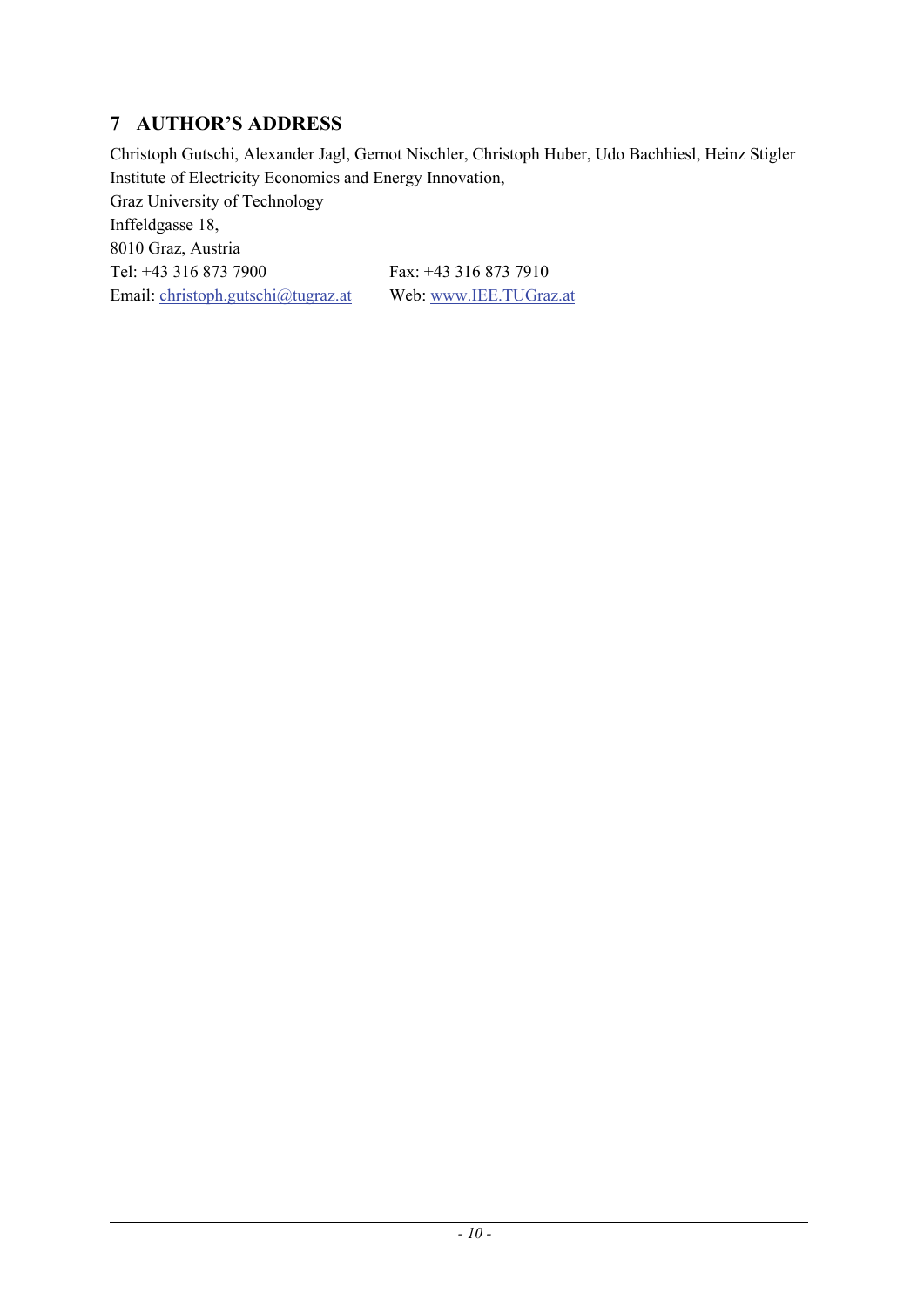## 7 AUTHOR'S ADDRESS

Christoph Gutschi, Alexander Jagl, Gernot Nischler, Christoph Huber, Udo Bachhiesl, Heinz Stigler
Institute of Electricity Economics and Energy Innovation,
Graz University of Technology
Inffeldgasse 18,
8010 Graz, Austria
Tel: +43 316 873 7900 Fax: +43 316 873 7910
Email: christoph.gutschi@tugraz.at Web: www.IEE.TUGraz.at